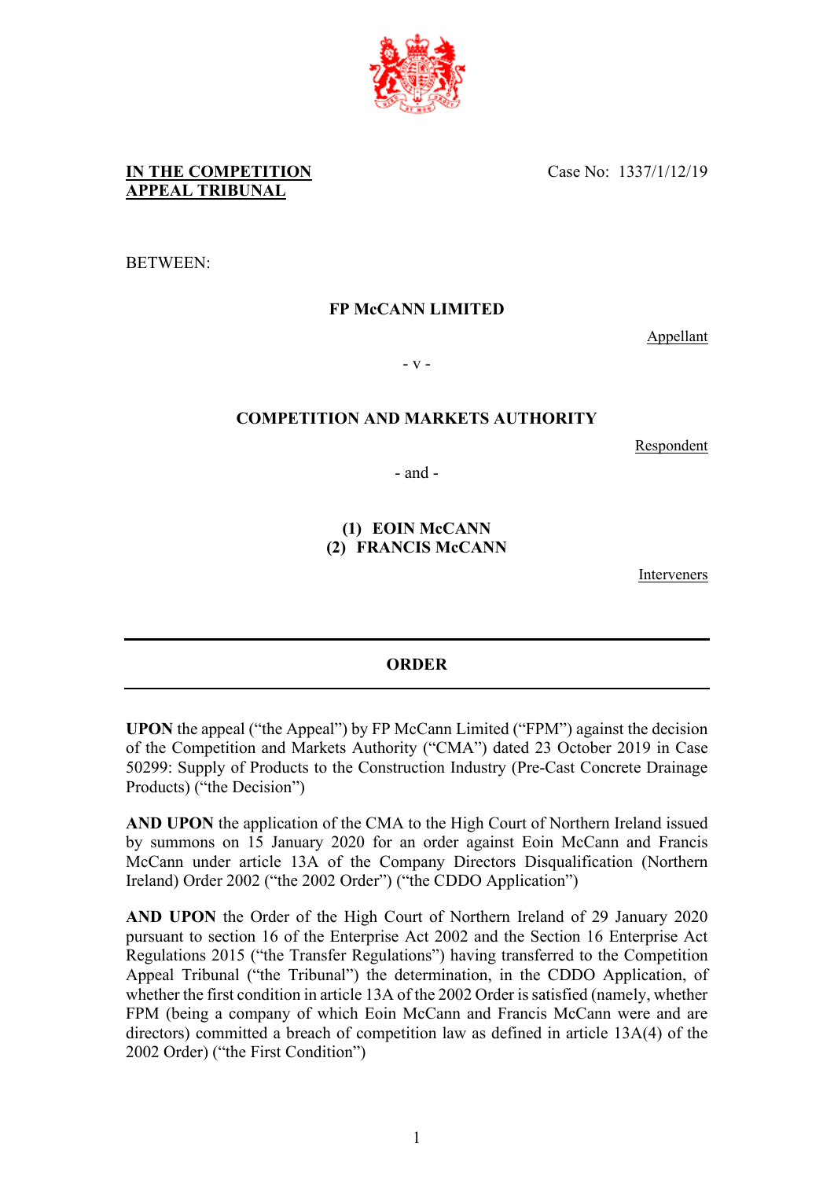**IN THE COMPETITION APPEAL TRIBUNAL**

Case No: 1337/1/12/19

BETWEEN:

**FP McCANN LIMITED**

Appellant

\- v -

**COMPETITION AND MARKETS AUTHORITY**

Respondent

\- and -

**(1) EOIN McCANN**
**(2) FRANCIS McCANN**

Interveners

---

**ORDER**

---

**UPON** the appeal ("the Appeal") by FP McCann Limited ("FPM") against the decision of the Competition and Markets Authority ("CMA") dated 23 October 2019 in Case 50299: Supply of Products to the Construction Industry (Pre-Cast Concrete Drainage Products) ("the Decision")

**AND UPON** the application of the CMA to the High Court of Northern Ireland issued by summons on 15 January 2020 for an order against Eoin McCann and Francis McCann under article 13A of the Company Directors Disqualification (Northern Ireland) Order 2002 ("the 2002 Order") ("the CDDO Application")

**AND UPON** the Order of the High Court of Northern Ireland of 29 January 2020 pursuant to section 16 of the Enterprise Act 2002 and the Section 16 Enterprise Act Regulations 2015 ("the Transfer Regulations") having transferred to the Competition Appeal Tribunal ("the Tribunal") the determination, in the CDDO Application, of whether the first condition in article 13A of the 2002 Order is satisfied (namely, whether FPM (being a company of which Eoin McCann and Francis McCann were and are directors) committed a breach of competition law as defined in article 13A(4) of the 2002 Order) ("the First Condition")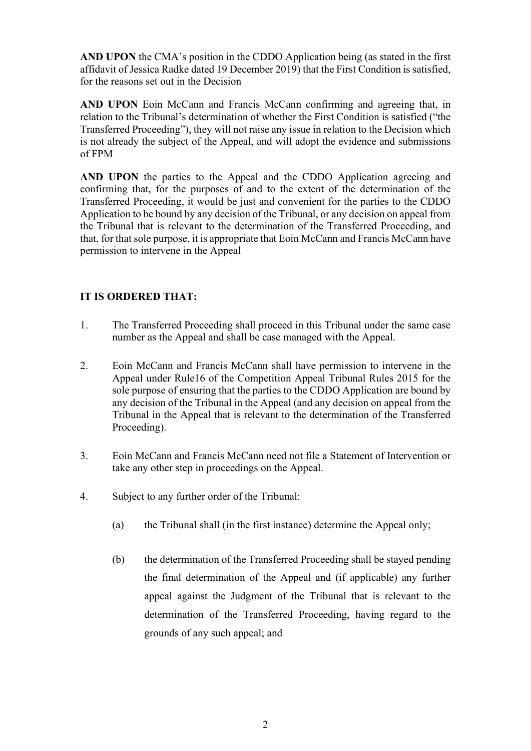**AND UPON** the CMA's position in the CDDO Application being (as stated in the first affidavit of Jessica Radke dated 19 December 2019) that the First Condition is satisfied, for the reasons set out in the Decision

**AND UPON** Eoin McCann and Francis McCann confirming and agreeing that, in relation to the Tribunal's determination of whether the First Condition is satisfied ("the Transferred Proceeding"), they will not raise any issue in relation to the Decision which is not already the subject of the Appeal, and will adopt the evidence and submissions of FPM

**AND UPON** the parties to the Appeal and the CDDO Application agreeing and confirming that, for the purposes of and to the extent of the determination of the Transferred Proceeding, it would be just and convenient for the parties to the CDDO Application to be bound by any decision of the Tribunal, or any decision on appeal from the Tribunal that is relevant to the determination of the Transferred Proceeding, and that, for that sole purpose, it is appropriate that Eoin McCann and Francis McCann have permission to intervene in the Appeal

**IT IS ORDERED THAT:**

1. The Transferred Proceeding shall proceed in this Tribunal under the same case number as the Appeal and shall be case managed with the Appeal.

2. Eoin McCann and Francis McCann shall have permission to intervene in the Appeal under Rule16 of the Competition Appeal Tribunal Rules 2015 for the sole purpose of ensuring that the parties to the CDDO Application are bound by any decision of the Tribunal in the Appeal (and any decision on appeal from the Tribunal in the Appeal that is relevant to the determination of the Transferred Proceeding).

3. Eoin McCann and Francis McCann need not file a Statement of Intervention or take any other step in proceedings on the Appeal.

4. Subject to any further order of the Tribunal:

   (a) the Tribunal shall (in the first instance) determine the Appeal only;

   (b) the determination of the Transferred Proceeding shall be stayed pending the final determination of the Appeal and (if applicable) any further appeal against the Judgment of the Tribunal that is relevant to the determination of the Transferred Proceeding, having regard to the grounds of any such appeal; and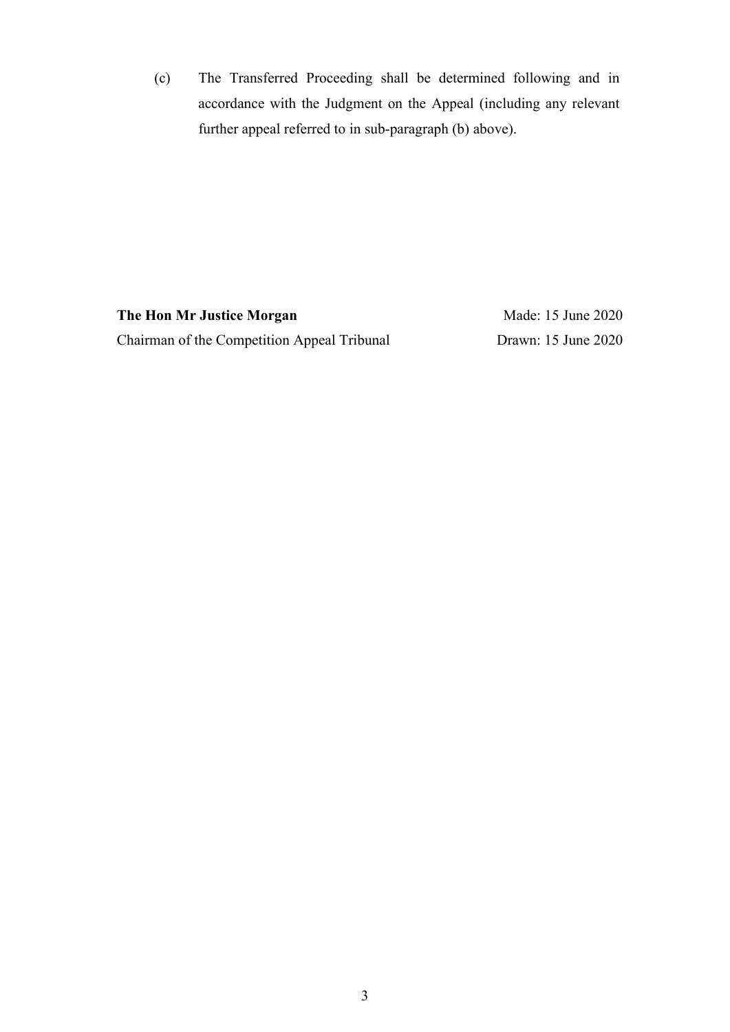(c) The Transferred Proceeding shall be determined following and in accordance with the Judgment on the Appeal (including any relevant further appeal referred to in sub-paragraph (b) above).

**The Hon Mr Justice Morgan**
Chairman of the Competition Appeal Tribunal

Made: 15 June 2020
Drawn: 15 June 2020